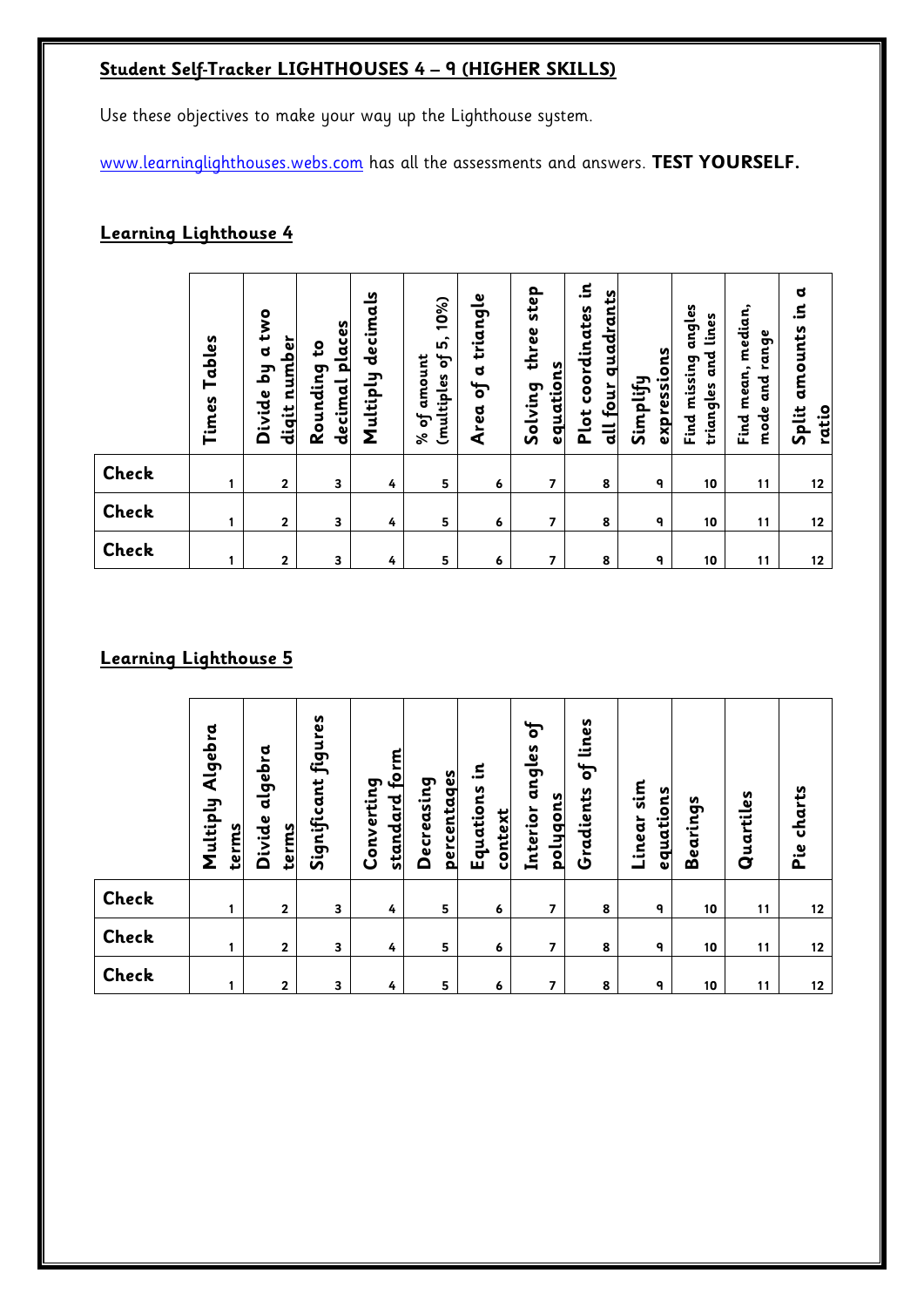## Student Self-Tracker LIGHTHOUSES 4 – 9 (HIGHER SKILLS)

Use these objectives to make your way up the Lighthouse system.

www.learninglighthouses.webs.com has all the assessments and answers. **TEST YOURSELF.**

### Learning Lighthouse 4

| | Times Tables | Divide by a two digit number | Rounding to decimal places | Multiply decimals | % of amount (multiples of 5, 10%) | Area of a triangle | Solving three step equations | Plot coordinates in all four quadrants | Simplify expressions | Find missing angles triangles and lines | Find mean, median, mode and range | Split amounts in a ratio |
|---|---|---|---|---|---|---|---|---|---|---|---|---|
| **Check** | 1 | 2 | 3 | 4 | 5 | 6 | 7 | 8 | 9 | 10 | 11 | 12 |
| **Check** | 1 | 2 | 3 | 4 | 5 | 6 | 7 | 8 | 9 | 10 | 11 | 12 |
| **Check** | 1 | 2 | 3 | 4 | 5 | 6 | 7 | 8 | 9 | 10 | 11 | 12 |

### Learning Lighthouse 5

| | Multiply Algebra terms | Divide algebra terms | Significant figures | Converting standard form | Decreasing percentages | Equations in context | Interior angles of polygons | Gradients of lines | Linear sim equations | Bearings | Quartiles | Pie charts |
|---|---|---|---|---|---|---|---|---|---|---|---|---|
| **Check** | 1 | 2 | 3 | 4 | 5 | 6 | 7 | 8 | 9 | 10 | 11 | 12 |
| **Check** | 1 | 2 | 3 | 4 | 5 | 6 | 7 | 8 | 9 | 10 | 11 | 12 |
| **Check** | 1 | 2 | 3 | 4 | 5 | 6 | 7 | 8 | 9 | 10 | 11 | 12 |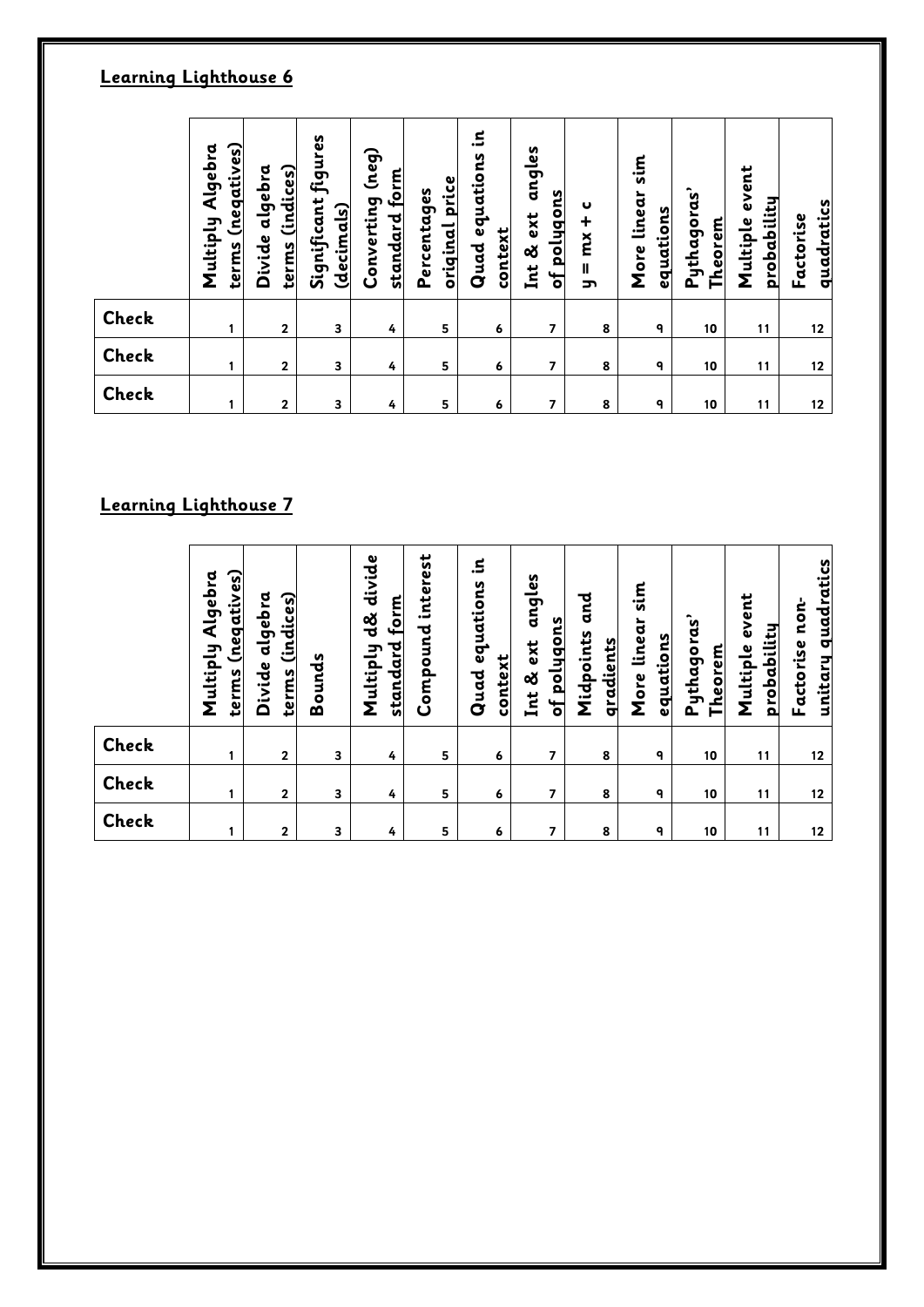## Learning Lighthouse 6

| | Multiply Algebra terms (negatives) | Divide algebra terms (indices) | Significant figures (decimals) | Converting (neg) standard form | Percentages original price | Quad equations in context | Int & ext angles of polygons | $y = mx + c$ | More linear sim equations | Pythagoras' Theorem | Multiple event probability | Factorise quadratics |
|---|---|---|---|---|---|---|---|---|---|---|---|---|
| **Check** | 1 | 2 | 3 | 4 | 5 | 6 | 7 | 8 | 9 | 10 | 11 | 12 |
| **Check** | 1 | 2 | 3 | 4 | 5 | 6 | 7 | 8 | 9 | 10 | 11 | 12 |
| **Check** | 1 | 2 | 3 | 4 | 5 | 6 | 7 | 8 | 9 | 10 | 11 | 12 |

## Learning Lighthouse 7

| | Multiply Algebra terms (negatives) | Divide algebra terms (indices) | Bounds | Multiply d& divide standard form | Compound interest | Quad equations in context | Int & ext angles of polygons | Midpoints and gradients | More linear sim equations | Pythagoras' Theorem | Multiple event probability | Factorise non-unitary quadratics |
|---|---|---|---|---|---|---|---|---|---|---|---|---|
| **Check** | 1 | 2 | 3 | 4 | 5 | 6 | 7 | 8 | 9 | 10 | 11 | 12 |
| **Check** | 1 | 2 | 3 | 4 | 5 | 6 | 7 | 8 | 9 | 10 | 11 | 12 |
| **Check** | 1 | 2 | 3 | 4 | 5 | 6 | 7 | 8 | 9 | 10 | 11 | 12 |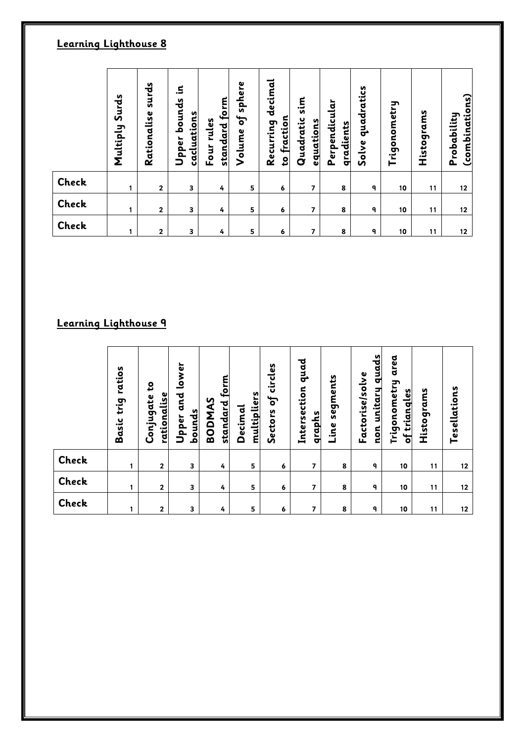## Learning Lighthouse 8

| | Multiply Surds | Rationalise surds | Upper bounds in cacluations | Four rules standard form | Volume of sphere | Recurring decimal to fraction | Quadratic sim equations | Perpendicular gradients | Solve quadratics | Trigonometry | Histograms | Probability (combinations) |
|---|---|---|---|---|---|---|---|---|---|---|---|---|
| Check | 1 | 2 | 3 | 4 | 5 | 6 | 7 | 8 | 9 | 10 | 11 | 12 |
| Check | 1 | 2 | 3 | 4 | 5 | 6 | 7 | 8 | 9 | 10 | 11 | 12 |
| Check | 1 | 2 | 3 | 4 | 5 | 6 | 7 | 8 | 9 | 10 | 11 | 12 |

## Learning Lighthouse 9

| | Basic trig ratios | Conjugate to rationalise | Upper and lower bounds | BODMAS standard form | Decimal multipliers | Sectors of circles | Intersection quad graphs | Line segments | Factorise/solve non unitary quads | Trigonometry area of triangles | Histograms | Tesellations |
|---|---|---|---|---|---|---|---|---|---|---|---|---|
| Check | 1 | 2 | 3 | 4 | 5 | 6 | 7 | 8 | 9 | 10 | 11 | 12 |
| Check | 1 | 2 | 3 | 4 | 5 | 6 | 7 | 8 | 9 | 10 | 11 | 12 |
| Check | 1 | 2 | 3 | 4 | 5 | 6 | 7 | 8 | 9 | 10 | 11 | 12 |